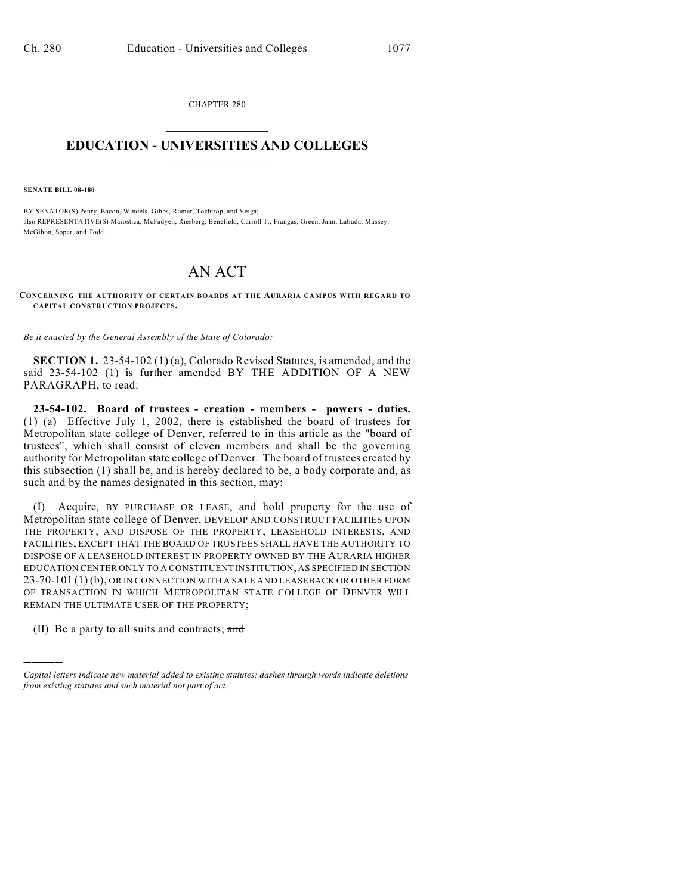CHAPTER 280

# EDUCATION - UNIVERSITIES AND COLLEGES

**SENATE BILL 08-180**

BY SENATOR(S) Penry, Bacon, Windels, Gibbs, Romer, Tochtrop, and Veiga;
also REPRESENTATIVE(S) Marostica, McFadyen, Riesberg, Benefield, Carroll T., Frangas, Green, Jahn, Labuda, Massey, McGihon, Soper, and Todd.

# AN ACT

**CONCERNING THE AUTHORITY OF CERTAIN BOARDS AT THE AURARIA CAMPUS WITH REGARD TO CAPITAL CONSTRUCTION PROJECTS.**

*Be it enacted by the General Assembly of the State of Colorado:*

**SECTION 1.** 23-54-102 (1) (a), Colorado Revised Statutes, is amended, and the said 23-54-102 (1) is further amended BY THE ADDITION OF A NEW PARAGRAPH, to read:

**23-54-102. Board of trustees - creation - members - powers - duties.** (1) (a) Effective July 1, 2002, there is established the board of trustees for Metropolitan state college of Denver, referred to in this article as the "board of trustees", which shall consist of eleven members and shall be the governing authority for Metropolitan state college of Denver. The board of trustees created by this subsection (1) shall be, and is hereby declared to be, a body corporate and, as such and by the names designated in this section, may:

(I) Acquire, BY PURCHASE OR LEASE, and hold property for the use of Metropolitan state college of Denver, DEVELOP AND CONSTRUCT FACILITIES UPON THE PROPERTY, AND DISPOSE OF THE PROPERTY, LEASEHOLD INTERESTS, AND FACILITIES; EXCEPT THAT THE BOARD OF TRUSTEES SHALL HAVE THE AUTHORITY TO DISPOSE OF A LEASEHOLD INTEREST IN PROPERTY OWNED BY THE AURARIA HIGHER EDUCATION CENTER ONLY TO A CONSTITUENT INSTITUTION, AS SPECIFIED IN SECTION 23-70-101 (1) (b), OR IN CONNECTION WITH A SALE AND LEASEBACK OR OTHER FORM OF TRANSACTION IN WHICH METROPOLITAN STATE COLLEGE OF DENVER WILL REMAIN THE ULTIMATE USER OF THE PROPERTY;

(II) Be a party to all suits and contracts; ~~and~~

---

*Capital letters indicate new material added to existing statutes; dashes through words indicate deletions from existing statutes and such material not part of act.*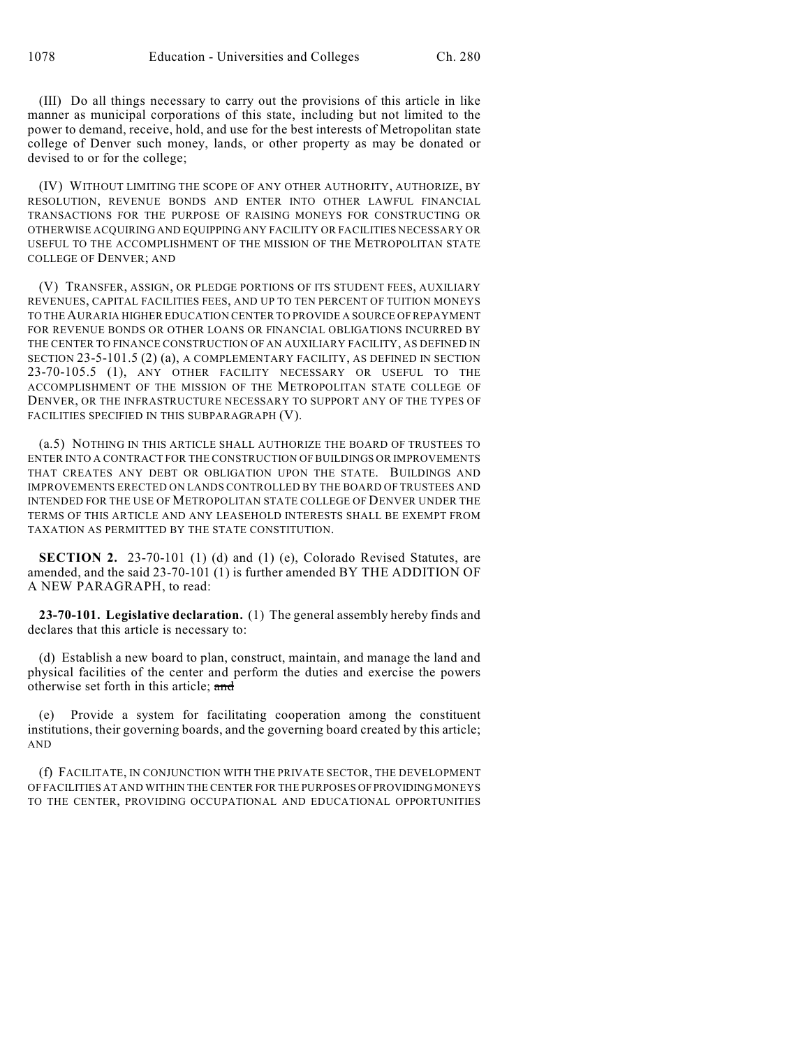(III) Do all things necessary to carry out the provisions of this article in like manner as municipal corporations of this state, including but not limited to the power to demand, receive, hold, and use for the best interests of Metropolitan state college of Denver such money, lands, or other property as may be donated or devised to or for the college;

(IV) WITHOUT LIMITING THE SCOPE OF ANY OTHER AUTHORITY, AUTHORIZE, BY RESOLUTION, REVENUE BONDS AND ENTER INTO OTHER LAWFUL FINANCIAL TRANSACTIONS FOR THE PURPOSE OF RAISING MONEYS FOR CONSTRUCTING OR OTHERWISE ACQUIRING AND EQUIPPING ANY FACILITY OR FACILITIES NECESSARY OR USEFUL TO THE ACCOMPLISHMENT OF THE MISSION OF THE METROPOLITAN STATE COLLEGE OF DENVER; AND

(V) TRANSFER, ASSIGN, OR PLEDGE PORTIONS OF ITS STUDENT FEES, AUXILIARY REVENUES, CAPITAL FACILITIES FEES, AND UP TO TEN PERCENT OF TUITION MONEYS TO THE AURARIA HIGHER EDUCATION CENTER TO PROVIDE A SOURCE OF REPAYMENT FOR REVENUE BONDS OR OTHER LOANS OR FINANCIAL OBLIGATIONS INCURRED BY THE CENTER TO FINANCE CONSTRUCTION OF AN AUXILIARY FACILITY, AS DEFINED IN SECTION 23-5-101.5 (2) (a), A COMPLEMENTARY FACILITY, AS DEFINED IN SECTION 23-70-105.5 (1), ANY OTHER FACILITY NECESSARY OR USEFUL TO THE ACCOMPLISHMENT OF THE MISSION OF THE METROPOLITAN STATE COLLEGE OF DENVER, OR THE INFRASTRUCTURE NECESSARY TO SUPPORT ANY OF THE TYPES OF FACILITIES SPECIFIED IN THIS SUBPARAGRAPH (V).

(a.5) NOTHING IN THIS ARTICLE SHALL AUTHORIZE THE BOARD OF TRUSTEES TO ENTER INTO A CONTRACT FOR THE CONSTRUCTION OF BUILDINGS OR IMPROVEMENTS THAT CREATES ANY DEBT OR OBLIGATION UPON THE STATE. BUILDINGS AND IMPROVEMENTS ERECTED ON LANDS CONTROLLED BY THE BOARD OF TRUSTEES AND INTENDED FOR THE USE OF METROPOLITAN STATE COLLEGE OF DENVER UNDER THE TERMS OF THIS ARTICLE AND ANY LEASEHOLD INTERESTS SHALL BE EXEMPT FROM TAXATION AS PERMITTED BY THE STATE CONSTITUTION.

**SECTION 2.** 23-70-101 (1) (d) and (1) (e), Colorado Revised Statutes, are amended, and the said 23-70-101 (1) is further amended BY THE ADDITION OF A NEW PARAGRAPH, to read:

**23-70-101. Legislative declaration.** (1) The general assembly hereby finds and declares that this article is necessary to:

(d) Establish a new board to plan, construct, maintain, and manage the land and physical facilities of the center and perform the duties and exercise the powers otherwise set forth in this article; ~~and~~

(e) Provide a system for facilitating cooperation among the constituent institutions, their governing boards, and the governing board created by this article; AND

(f) FACILITATE, IN CONJUNCTION WITH THE PRIVATE SECTOR, THE DEVELOPMENT OF FACILITIES AT AND WITHIN THE CENTER FOR THE PURPOSES OF PROVIDING MONEYS TO THE CENTER, PROVIDING OCCUPATIONAL AND EDUCATIONAL OPPORTUNITIES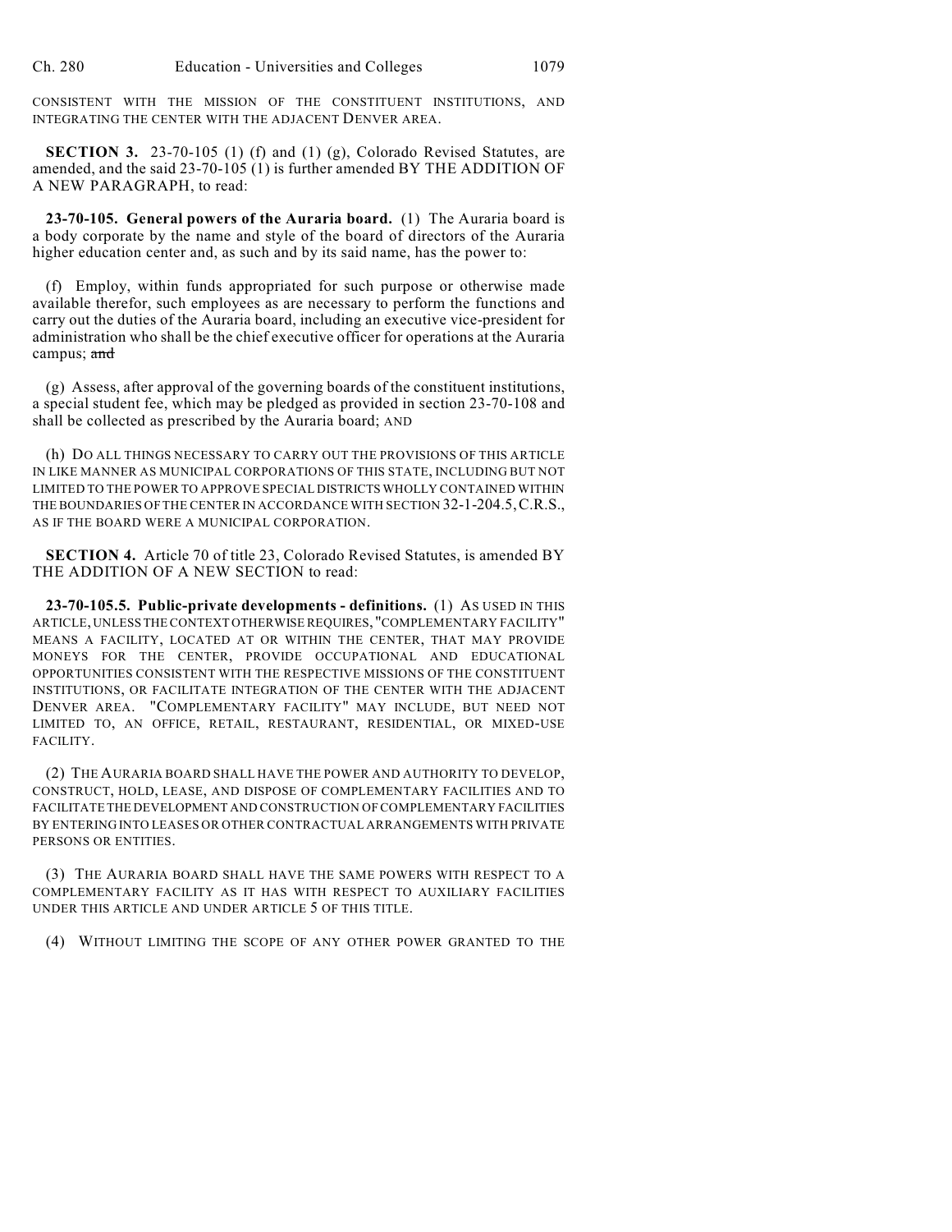CONSISTENT WITH THE MISSION OF THE CONSTITUENT INSTITUTIONS, AND INTEGRATING THE CENTER WITH THE ADJACENT DENVER AREA.

**SECTION 3.** 23-70-105 (1) (f) and (1) (g), Colorado Revised Statutes, are amended, and the said 23-70-105 (1) is further amended BY THE ADDITION OF A NEW PARAGRAPH, to read:

**23-70-105. General powers of the Auraria board.** (1) The Auraria board is a body corporate by the name and style of the board of directors of the Auraria higher education center and, as such and by its said name, has the power to:

(f) Employ, within funds appropriated for such purpose or otherwise made available therefor, such employees as are necessary to perform the functions and carry out the duties of the Auraria board, including an executive vice-president for administration who shall be the chief executive officer for operations at the Auraria campus; ~~and~~

(g) Assess, after approval of the governing boards of the constituent institutions, a special student fee, which may be pledged as provided in section 23-70-108 and shall be collected as prescribed by the Auraria board; AND

(h) DO ALL THINGS NECESSARY TO CARRY OUT THE PROVISIONS OF THIS ARTICLE IN LIKE MANNER AS MUNICIPAL CORPORATIONS OF THIS STATE, INCLUDING BUT NOT LIMITED TO THE POWER TO APPROVE SPECIAL DISTRICTS WHOLLY CONTAINED WITHIN THE BOUNDARIES OF THE CENTER IN ACCORDANCE WITH SECTION 32-1-204.5, C.R.S., AS IF THE BOARD WERE A MUNICIPAL CORPORATION.

**SECTION 4.** Article 70 of title 23, Colorado Revised Statutes, is amended BY THE ADDITION OF A NEW SECTION to read:

**23-70-105.5. Public-private developments - definitions.** (1) AS USED IN THIS ARTICLE, UNLESS THE CONTEXT OTHERWISE REQUIRES, "COMPLEMENTARY FACILITY" MEANS A FACILITY, LOCATED AT OR WITHIN THE CENTER, THAT MAY PROVIDE MONEYS FOR THE CENTER, PROVIDE OCCUPATIONAL AND EDUCATIONAL OPPORTUNITIES CONSISTENT WITH THE RESPECTIVE MISSIONS OF THE CONSTITUENT INSTITUTIONS, OR FACILITATE INTEGRATION OF THE CENTER WITH THE ADJACENT DENVER AREA. "COMPLEMENTARY FACILITY" MAY INCLUDE, BUT NEED NOT LIMITED TO, AN OFFICE, RETAIL, RESTAURANT, RESIDENTIAL, OR MIXED-USE FACILITY.

(2) THE AURARIA BOARD SHALL HAVE THE POWER AND AUTHORITY TO DEVELOP, CONSTRUCT, HOLD, LEASE, AND DISPOSE OF COMPLEMENTARY FACILITIES AND TO FACILITATE THE DEVELOPMENT AND CONSTRUCTION OF COMPLEMENTARY FACILITIES BY ENTERING INTO LEASES OR OTHER CONTRACTUAL ARRANGEMENTS WITH PRIVATE PERSONS OR ENTITIES.

(3) THE AURARIA BOARD SHALL HAVE THE SAME POWERS WITH RESPECT TO A COMPLEMENTARY FACILITY AS IT HAS WITH RESPECT TO AUXILIARY FACILITIES UNDER THIS ARTICLE AND UNDER ARTICLE 5 OF THIS TITLE.

(4) WITHOUT LIMITING THE SCOPE OF ANY OTHER POWER GRANTED TO THE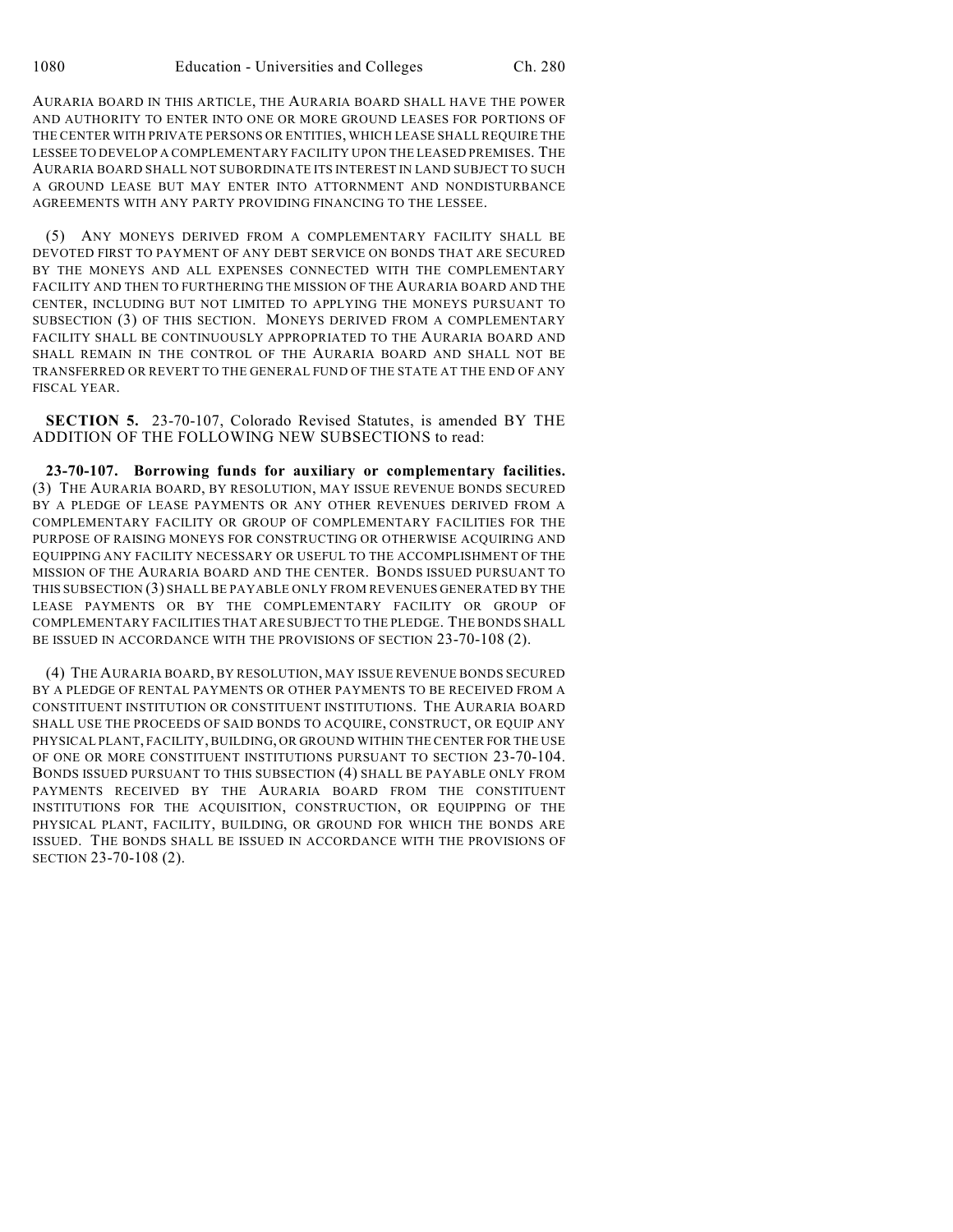AURARIA BOARD IN THIS ARTICLE, THE AURARIA BOARD SHALL HAVE THE POWER AND AUTHORITY TO ENTER INTO ONE OR MORE GROUND LEASES FOR PORTIONS OF THE CENTER WITH PRIVATE PERSONS OR ENTITIES, WHICH LEASE SHALL REQUIRE THE LESSEE TO DEVELOP A COMPLEMENTARY FACILITY UPON THE LEASED PREMISES. THE AURARIA BOARD SHALL NOT SUBORDINATE ITS INTEREST IN LAND SUBJECT TO SUCH A GROUND LEASE BUT MAY ENTER INTO ATTORNMENT AND NONDISTURBANCE AGREEMENTS WITH ANY PARTY PROVIDING FINANCING TO THE LESSEE.

(5) ANY MONEYS DERIVED FROM A COMPLEMENTARY FACILITY SHALL BE DEVOTED FIRST TO PAYMENT OF ANY DEBT SERVICE ON BONDS THAT ARE SECURED BY THE MONEYS AND ALL EXPENSES CONNECTED WITH THE COMPLEMENTARY FACILITY AND THEN TO FURTHERING THE MISSION OF THE AURARIA BOARD AND THE CENTER, INCLUDING BUT NOT LIMITED TO APPLYING THE MONEYS PURSUANT TO SUBSECTION (3) OF THIS SECTION. MONEYS DERIVED FROM A COMPLEMENTARY FACILITY SHALL BE CONTINUOUSLY APPROPRIATED TO THE AURARIA BOARD AND SHALL REMAIN IN THE CONTROL OF THE AURARIA BOARD AND SHALL NOT BE TRANSFERRED OR REVERT TO THE GENERAL FUND OF THE STATE AT THE END OF ANY FISCAL YEAR.

**SECTION 5.** 23-70-107, Colorado Revised Statutes, is amended BY THE ADDITION OF THE FOLLOWING NEW SUBSECTIONS to read:

**23-70-107. Borrowing funds for auxiliary or complementary facilities.** (3) THE AURARIA BOARD, BY RESOLUTION, MAY ISSUE REVENUE BONDS SECURED BY A PLEDGE OF LEASE PAYMENTS OR ANY OTHER REVENUES DERIVED FROM A COMPLEMENTARY FACILITY OR GROUP OF COMPLEMENTARY FACILITIES FOR THE PURPOSE OF RAISING MONEYS FOR CONSTRUCTING OR OTHERWISE ACQUIRING AND EQUIPPING ANY FACILITY NECESSARY OR USEFUL TO THE ACCOMPLISHMENT OF THE MISSION OF THE AURARIA BOARD AND THE CENTER. BONDS ISSUED PURSUANT TO THIS SUBSECTION (3) SHALL BE PAYABLE ONLY FROM REVENUES GENERATED BY THE LEASE PAYMENTS OR BY THE COMPLEMENTARY FACILITY OR GROUP OF COMPLEMENTARY FACILITIES THAT ARE SUBJECT TO THE PLEDGE. THE BONDS SHALL BE ISSUED IN ACCORDANCE WITH THE PROVISIONS OF SECTION 23-70-108 (2).

(4) THE AURARIA BOARD, BY RESOLUTION, MAY ISSUE REVENUE BONDS SECURED BY A PLEDGE OF RENTAL PAYMENTS OR OTHER PAYMENTS TO BE RECEIVED FROM A CONSTITUENT INSTITUTION OR CONSTITUENT INSTITUTIONS. THE AURARIA BOARD SHALL USE THE PROCEEDS OF SAID BONDS TO ACQUIRE, CONSTRUCT, OR EQUIP ANY PHYSICAL PLANT, FACILITY, BUILDING, OR GROUND WITHIN THE CENTER FOR THE USE OF ONE OR MORE CONSTITUENT INSTITUTIONS PURSUANT TO SECTION 23-70-104. BONDS ISSUED PURSUANT TO THIS SUBSECTION (4) SHALL BE PAYABLE ONLY FROM PAYMENTS RECEIVED BY THE AURARIA BOARD FROM THE CONSTITUENT INSTITUTIONS FOR THE ACQUISITION, CONSTRUCTION, OR EQUIPPING OF THE PHYSICAL PLANT, FACILITY, BUILDING, OR GROUND FOR WHICH THE BONDS ARE ISSUED. THE BONDS SHALL BE ISSUED IN ACCORDANCE WITH THE PROVISIONS OF SECTION 23-70-108 (2).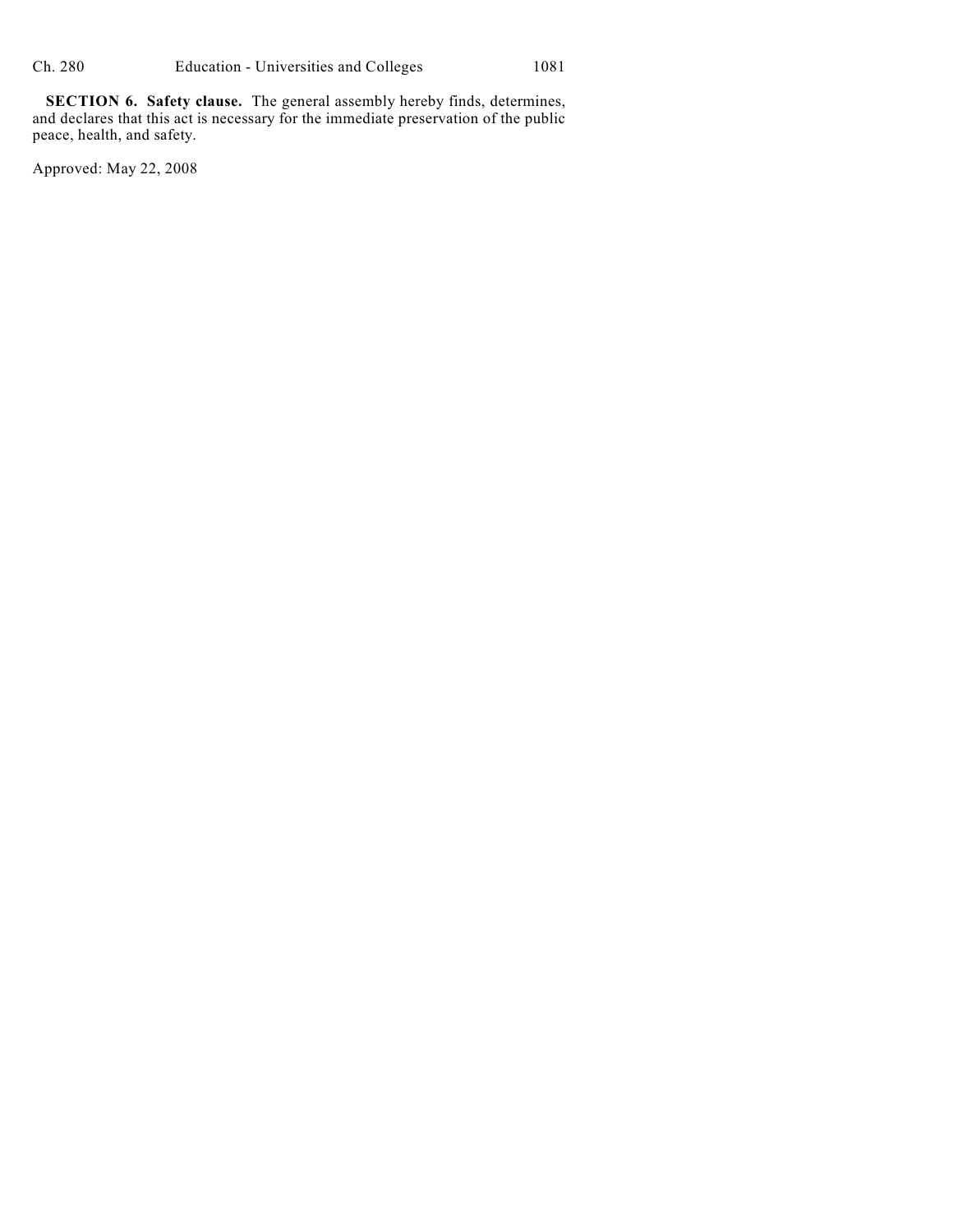**SECTION 6. Safety clause.** The general assembly hereby finds, determines, and declares that this act is necessary for the immediate preservation of the public peace, health, and safety.

Approved: May 22, 2008